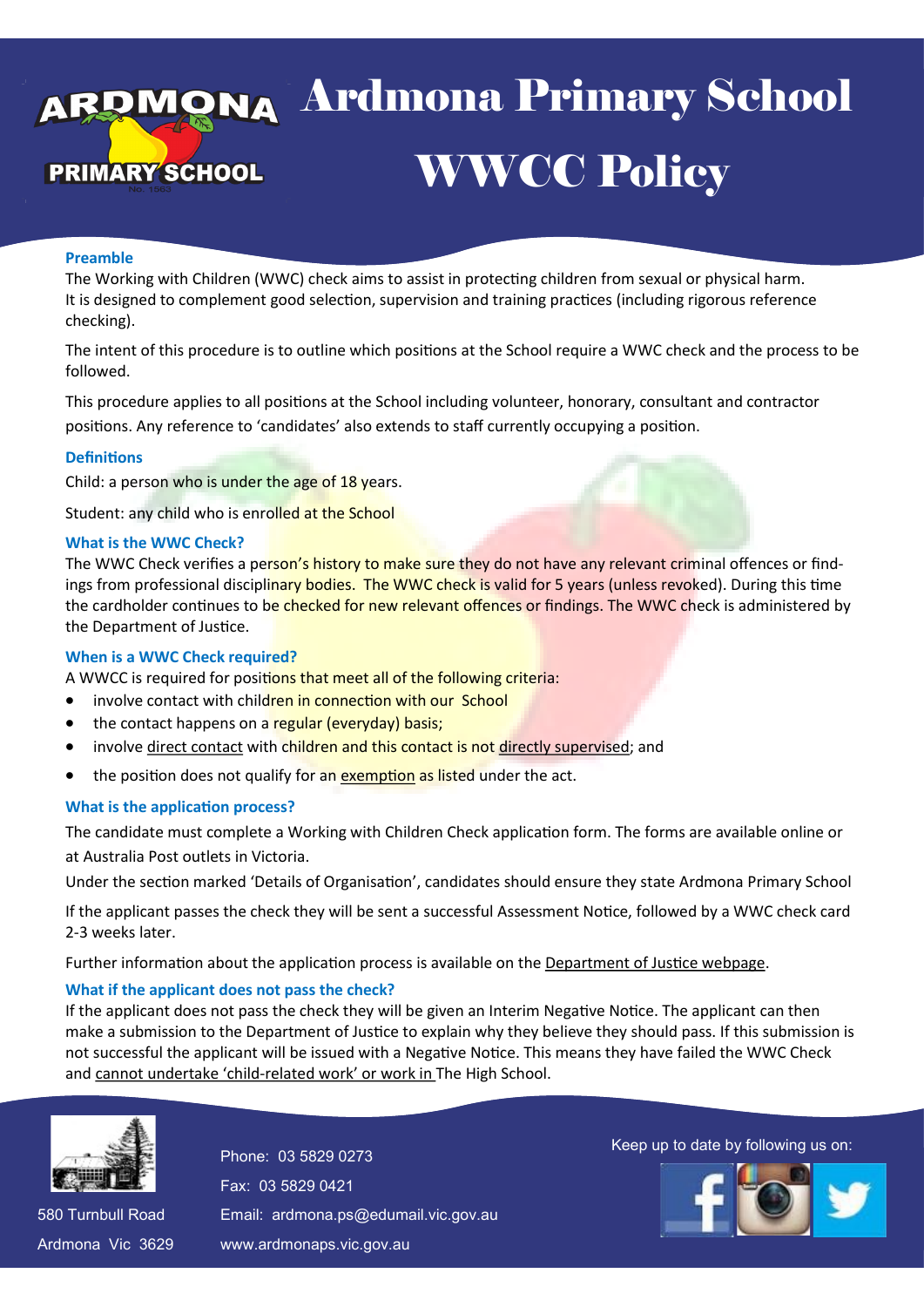# Ardmona Primary School WWCC Policy

### Preamble

The Working with Children (WWC) check aims to assist in protecting children from sexual or physical harm. It is designed to complement good selection, supervision and training practices (including rigorous reference checking).

The intent of this procedure is to outline which positions at the School require a WWC check and the process to be followed.

This procedure applies to all positions at the School including volunteer, honorary, consultant and contractor positions. Any reference to 'candidates' also extends to staff currently occupying a position.

### Definitions

Child: a person who is under the age of 18 years.

Student: any child who is enrolled at the School

### What is the WWC Check?

The WWC Check verifies a person's history to make sure they do not have any relevant criminal offences or findings from professional disciplinary bodies. The WWC check is valid for 5 years (unless revoked). During this time the cardholder continues to be checked for new relevant offences or findings. The WWC check is administered by the Department of Justice.

### When is a WWC Check required?

A WWCC is required for positions that meet all of the following criteria:

- involve contact with children in connection with our School
- the contact happens on a regular (everyday) basis;
- involve direct contact with children and this contact is not directly supervised; and
- the position does not qualify for an exemption as listed under the act.

### What is the application process?

The candidate must complete a Working with Children Check application form. The forms are available online or at Australia Post outlets in Victoria.

Under the section marked 'Details of Organisation', candidates should ensure they state Ardmona Primary School

If the applicant passes the check they will be sent a successful Assessment Notice, followed by a WWC check card 2-3 weeks later.

Further information about the application process is available on the Department of Justice webpage.

### What if the applicant does not pass the check?

If the applicant does not pass the check they will be given an Interim Negative Notice. The applicant can then make a submission to the Department of Justice to explain why they believe they should pass. If this submission is not successful the applicant will be issued with a Negative Notice. This means they have failed the WWC Check and cannot undertake 'child-related work' or work in The High School.

580 Turnbull Road
Ardmona Vic 3629

Phone: 03 5829 0273
Fax: 03 5829 0421
Email: ardmona.ps@edumail.vic.gov.au
www.ardmonaps.vic.gov.au

Keep up to date by following us on: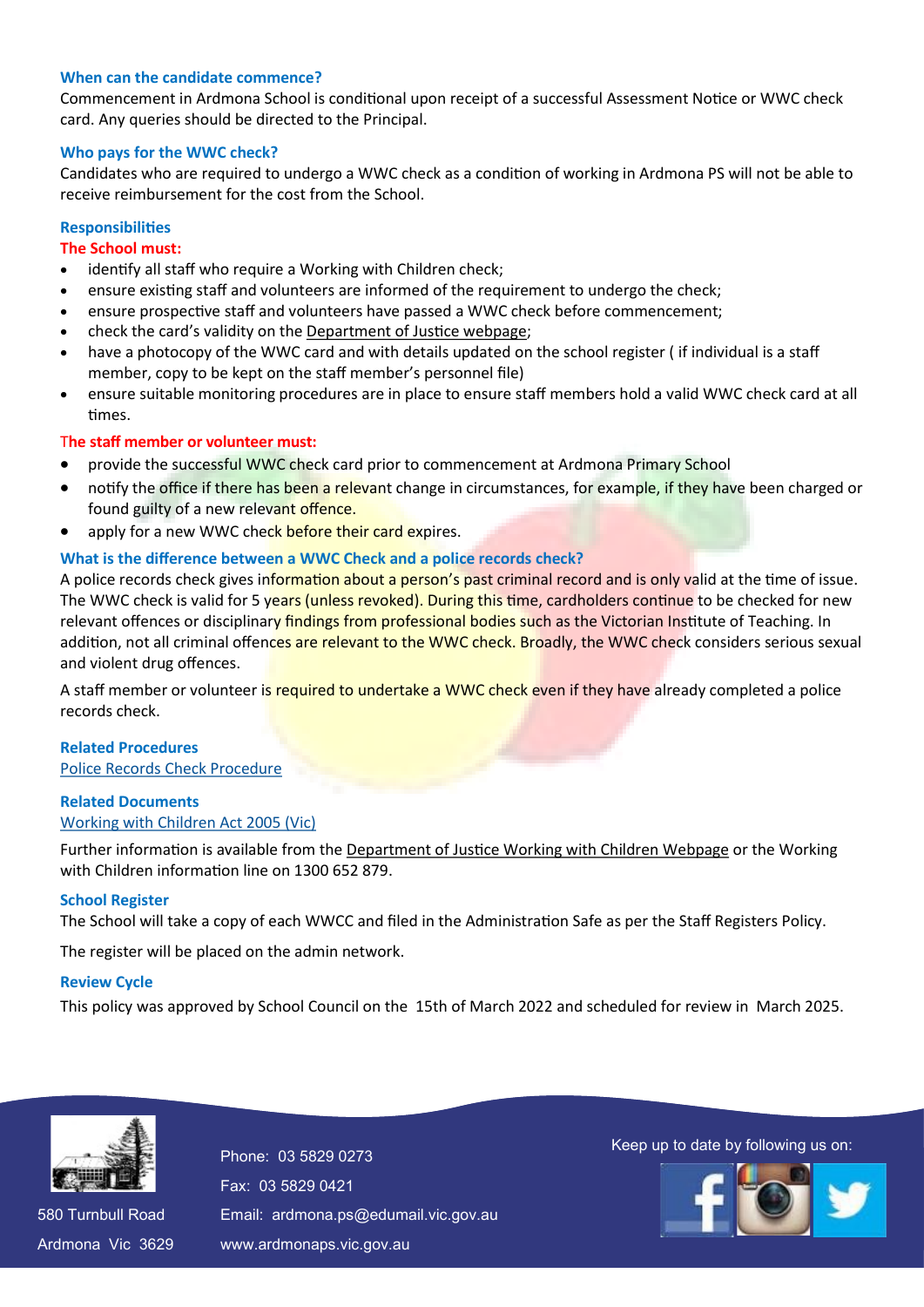### When can the candidate commence?

Commencement in Ardmona School is conditional upon receipt of a successful Assessment Notice or WWC check card. Any queries should be directed to the Principal.

### Who pays for the WWC check?

Candidates who are required to undergo a WWC check as a condition of working in Ardmona PS will not be able to receive reimbursement for the cost from the School.

### Responsibilities

**The School must:**

- identify all staff who require a Working with Children check;
- ensure existing staff and volunteers are informed of the requirement to undergo the check;
- ensure prospective staff and volunteers have passed a WWC check before commencement;
- check the card's validity on the Department of Justice webpage;
- have a photocopy of the WWC card and with details updated on the school register ( if individual is a staff member, copy to be kept on the staff member's personnel file)
- ensure suitable monitoring procedures are in place to ensure staff members hold a valid WWC check card at all times.

**The staff member or volunteer must:**

- provide the successful WWC check card prior to commencement at Ardmona Primary School
- notify the office if there has been a relevant change in circumstances, for example, if they have been charged or found guilty of a new relevant offence.
- apply for a new WWC check before their card expires.

### What is the difference between a WWC Check and a police records check?

A police records check gives information about a person's past criminal record and is only valid at the time of issue. The WWC check is valid for 5 years (unless revoked). During this time, cardholders continue to be checked for new relevant offences or disciplinary findings from professional bodies such as the Victorian Institute of Teaching. In addition, not all criminal offences are relevant to the WWC check. Broadly, the WWC check considers serious sexual and violent drug offences.

A staff member or volunteer is required to undertake a WWC check even if they have already completed a police records check.

### Related Procedures

Police Records Check Procedure

### Related Documents

Working with Children Act 2005 (Vic)

Further information is available from the Department of Justice Working with Children Webpage or the Working with Children information line on 1300 652 879.

### School Register

The School will take a copy of each WWCC and filed in the Administration Safe as per the Staff Registers Policy.

The register will be placed on the admin network.

### Review Cycle

This policy was approved by School Council on the 15th of March 2022 and scheduled for review in March 2025.

580 Turnbull Road
Ardmona Vic 3629

Phone: 03 5829 0273
Fax: 03 5829 0421
Email: ardmona.ps@edumail.vic.gov.au
www.ardmonaps.vic.gov.au

Keep up to date by following us on: